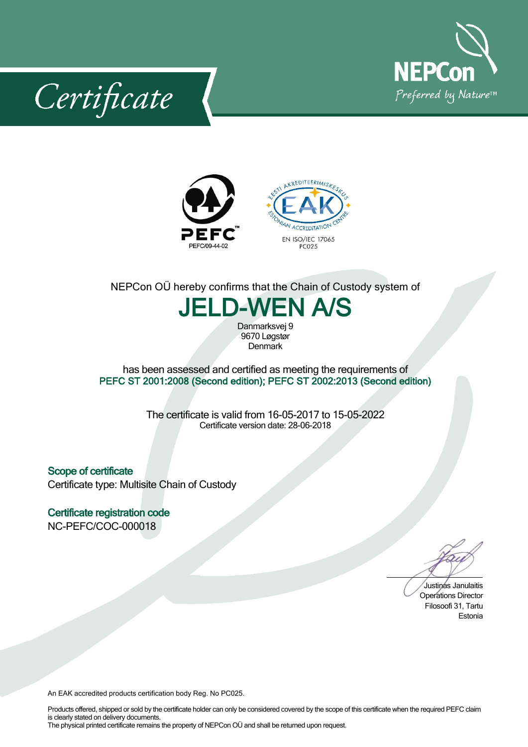# Certificate

NEPCon
Preferred by Nature™

PEFC
PEFC/09-44-02

EESTI AKREDITEERIMISKESKUS
EAK
ESTONIAN ACCREDITATION CENTRE
EN ISO/IEC 17065
PC025

NEPCon OÜ hereby confirms that the Chain of Custody system of

## JELD-WEN A/S

Danmarksvej 9
9670 Løgstør
Denmark

has been assessed and certified as meeting the requirements of
**PEFC ST 2001:2008 (Second edition); PEFC ST 2002:2013 (Second edition)**

The certificate is valid from 16-05-2017 to 15-05-2022
Certificate version date: 28-06-2018

### Scope of certificate

Certificate type: Multisite Chain of Custody

### Certificate registration code

NC-PEFC/COC-000018

Justinas Janulaitis
Operations Director
Filosoofi 31, Tartu
Estonia

An EAK accredited products certification body Reg. No PC025.

Products offered, shipped or sold by the certificate holder can only be considered covered by the scope of this certificate when the required PEFC claim is clearly stated on delivery documents.
The physical printed certificate remains the property of NEPCon OÜ and shall be returned upon request.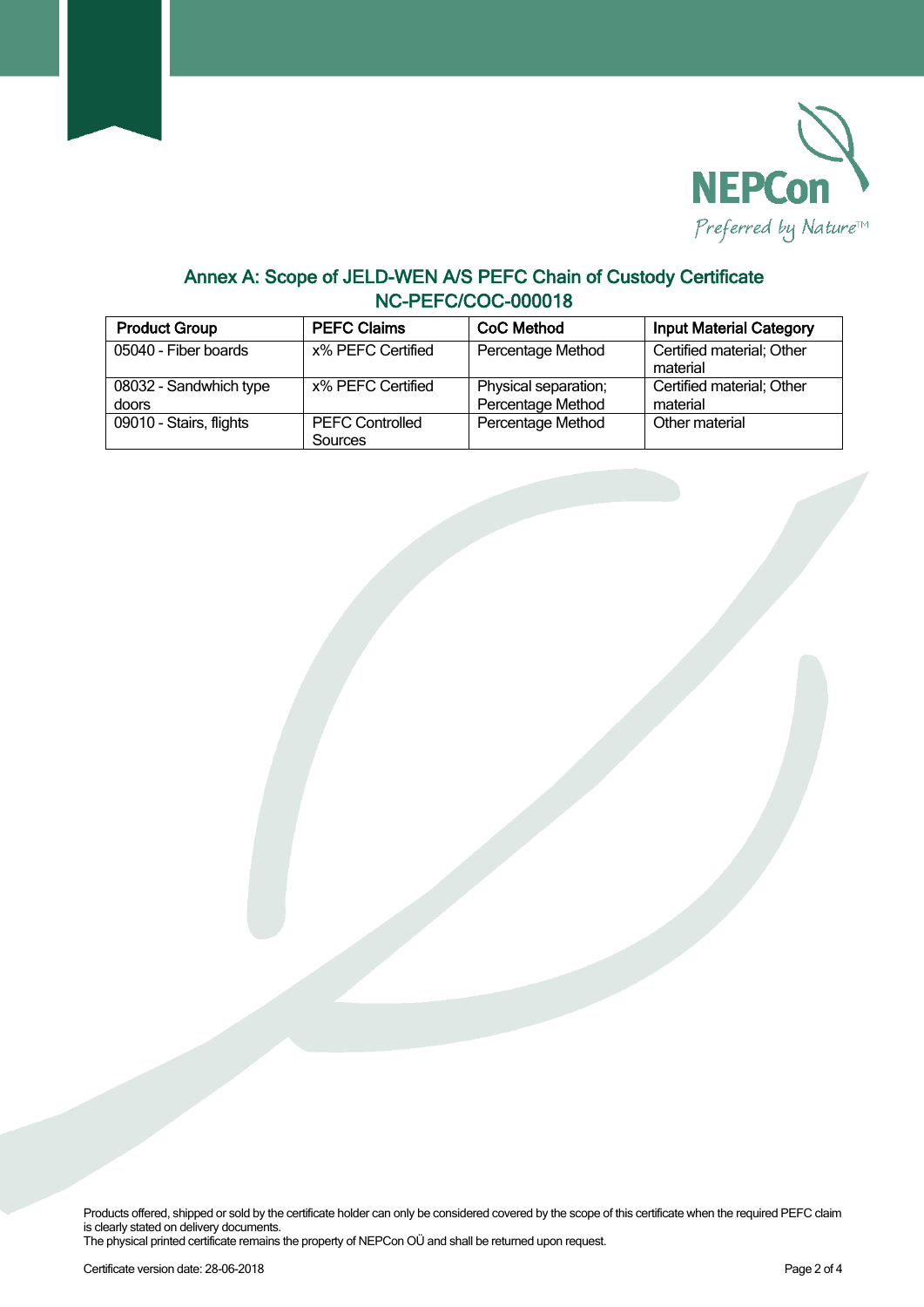## Annex A: Scope of JELD-WEN A/S PEFC Chain of Custody Certificate NC-PEFC/COC-000018

| Product Group | PEFC Claims | CoC Method | Input Material Category |
|---|---|---|---|
| 05040 - Fiber boards | x% PEFC Certified | Percentage Method | Certified material; Other material |
| 08032 - Sandwhich type doors | x% PEFC Certified | Physical separation; Percentage Method | Certified material; Other material |
| 09010 - Stairs, flights | PEFC Controlled Sources | Percentage Method | Other material |

Products offered, shipped or sold by the certificate holder can only be considered covered by the scope of this certificate when the required PEFC claim is clearly stated on delivery documents.
The physical printed certificate remains the property of NEPCon OÜ and shall be returned upon request.

Certificate version date: 28-06-2018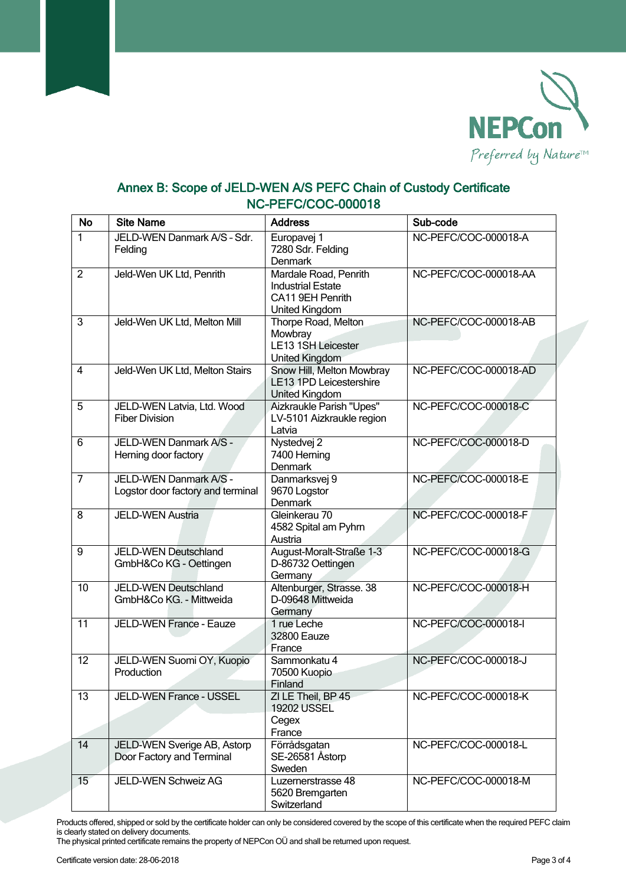## Annex B: Scope of JELD-WEN A/S PEFC Chain of Custody Certificate NC-PEFC/COC-000018

| No | Site Name | Address | Sub-code |
|---|---|---|---|
| 1 | JELD-WEN Danmark A/S - Sdr. Felding | Europavej 1<br>7280 Sdr. Felding<br>Denmark | NC-PEFC/COC-000018-A |
| 2 | Jeld-Wen UK Ltd, Penrith | Mardale Road, Penrith Industrial Estate<br>CA11 9EH Penrith<br>United Kingdom | NC-PEFC/COC-000018-AA |
| 3 | Jeld-Wen UK Ltd, Melton Mill | Thorpe Road, Melton Mowbray<br>LE13 1SH Leicester<br>United Kingdom | NC-PEFC/COC-000018-AB |
| 4 | Jeld-Wen UK Ltd, Melton Stairs | Snow Hill, Melton Mowbray<br>LE13 1PD Leicestershire<br>United Kingdom | NC-PEFC/COC-000018-AD |
| 5 | JELD-WEN Latvia, Ltd. Wood Fiber Division | Aizkraukle Parish "Upes"<br>LV-5101 Aizkraukle region<br>Latvia | NC-PEFC/COC-000018-C |
| 6 | JELD-WEN Danmark A/S - Herning door factory | Nystedvej 2<br>7400 Herning<br>Denmark | NC-PEFC/COC-000018-D |
| 7 | JELD-WEN Danmark A/S - Logstor door factory and terminal | Danmarksvej 9<br>9670 Logstor<br>Denmark | NC-PEFC/COC-000018-E |
| 8 | JELD-WEN Austria | Gleinkerau 70<br>4582 Spital am Pyhrn<br>Austria | NC-PEFC/COC-000018-F |
| 9 | JELD-WEN Deutschland GmbH&Co KG - Oettingen | August-Moralt-Straße 1-3<br>D-86732 Oettingen<br>Germany | NC-PEFC/COC-000018-G |
| 10 | JELD-WEN Deutschland GmbH&Co KG. - Mittweida | Altenburger, Strasse. 38<br>D-09648 Mittweida<br>Germany | NC-PEFC/COC-000018-H |
| 11 | JELD-WEN France - Eauze | 1 rue Leche<br>32800 Eauze<br>France | NC-PEFC/COC-000018-I |
| 12 | JELD-WEN Suomi OY, Kuopio Production | Sammonkatu 4<br>70500 Kuopio<br>Finland | NC-PEFC/COC-000018-J |
| 13 | JELD-WEN France - USSEL | ZI LE Theil, BP 45<br>19202 USSEL<br>Cegex<br>France | NC-PEFC/COC-000018-K |
| 14 | JELD-WEN Sverige AB, Astorp Door Factory and Terminal | Förrådsgatan<br>SE-26581 Åstorp<br>Sweden | NC-PEFC/COC-000018-L |
| 15 | JELD-WEN Schweiz AG | Luzernerstrasse 48<br>5620 Bremgarten<br>Switzerland | NC-PEFC/COC-000018-M |

Products offered, shipped or sold by the certificate holder can only be considered covered by the scope of this certificate when the required PEFC claim is clearly stated on delivery documents.
The physical printed certificate remains the property of NEPCon OÜ and shall be returned upon request.

Certificate version date: 28-06-2018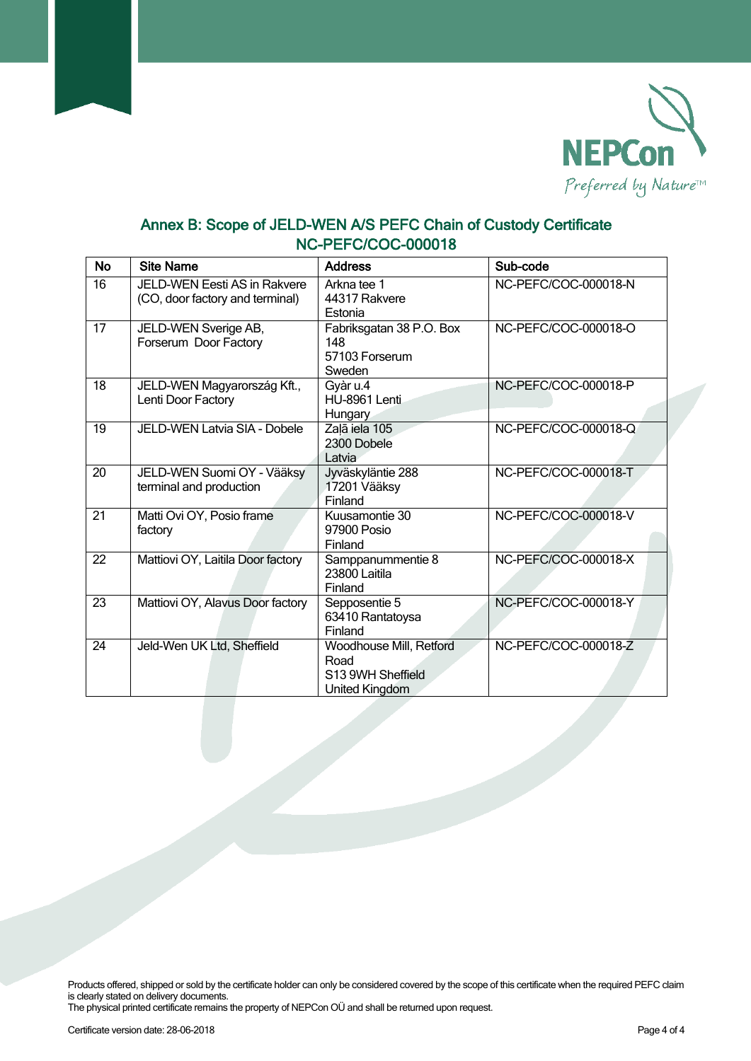## Annex B: Scope of JELD-WEN A/S PEFC Chain of Custody Certificate NC-PEFC/COC-000018

| No | Site Name | Address | Sub-code |
|---|---|---|---|
| 16 | JELD-WEN Eesti AS in Rakvere (CO, door factory and terminal) | Arkna tee 1<br>44317 Rakvere<br>Estonia | NC-PEFC/COC-000018-N |
| 17 | JELD-WEN Sverige AB, Forserum Door Factory | Fabriksgatan 38 P.O. Box 148<br>57103 Forserum<br>Sweden | NC-PEFC/COC-000018-O |
| 18 | JELD-WEN Magyarország Kft., Lenti Door Factory | Gyàr u.4<br>HU-8961 Lenti<br>Hungary | NC-PEFC/COC-000018-P |
| 19 | JELD-WEN Latvia SIA - Dobele | Zaļā iela 105<br>2300 Dobele<br>Latvia | NC-PEFC/COC-000018-Q |
| 20 | JELD-WEN Suomi OY - Vääksy terminal and production | Jyväskyläntie 288<br>17201 Vääksy<br>Finland | NC-PEFC/COC-000018-T |
| 21 | Matti Ovi OY, Posio frame factory | Kuusamontie 30<br>97900 Posio<br>Finland | NC-PEFC/COC-000018-V |
| 22 | Mattiovi OY, Laitila Door factory | Samppanummentie 8<br>23800 Laitila<br>Finland | NC-PEFC/COC-000018-X |
| 23 | Mattiovi OY, Alavus Door factory | Sepposentie 5<br>63410 Rantatoysa<br>Finland | NC-PEFC/COC-000018-Y |
| 24 | Jeld-Wen UK Ltd, Sheffield | Woodhouse Mill, Retford Road<br>S13 9WH Sheffield<br>United Kingdom | NC-PEFC/COC-000018-Z |

Products offered, shipped or sold by the certificate holder can only be considered covered by the scope of this certificate when the required PEFC claim is clearly stated on delivery documents.
The physical printed certificate remains the property of NEPCon OÜ and shall be returned upon request.

Certificate version date: 28-06-2018